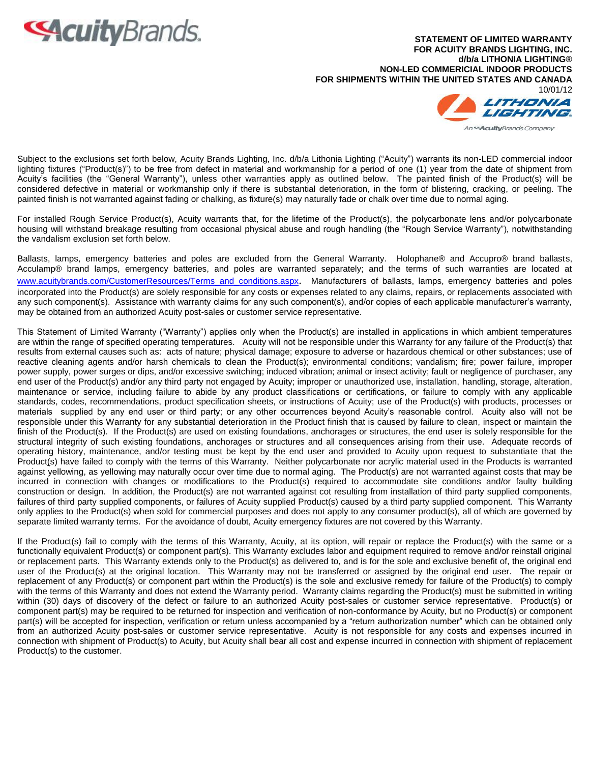**STATEMENT OF LIMITED WARRANTY**
**FOR ACUITY BRANDS LIGHTING, INC.**
**d/b/a LITHONIA LIGHTING®**
**NON-LED COMMERICIAL INDOOR PRODUCTS**
**FOR SHIPMENTS WITHIN THE UNITED STATES AND CANADA**
10/01/12

Subject to the exclusions set forth below, Acuity Brands Lighting, Inc. d/b/a Lithonia Lighting ("Acuity") warrants its non-LED commercial indoor lighting fixtures ("Product(s)") to be free from defect in material and workmanship for a period of one (1) year from the date of shipment from Acuity's facilities (the "General Warranty"), unless other warranties apply as outlined below. The painted finish of the Product(s) will be considered defective in material or workmanship only if there is substantial deterioration, in the form of blistering, cracking, or peeling. The painted finish is not warranted against fading or chalking, as fixture(s) may naturally fade or chalk over time due to normal aging.

For installed Rough Service Product(s), Acuity warrants that, for the lifetime of the Product(s), the polycarbonate lens and/or polycarbonate housing will withstand breakage resulting from occasional physical abuse and rough handling (the "Rough Service Warranty"), notwithstanding the vandalism exclusion set forth below.

Ballasts, lamps, emergency batteries and poles are excluded from the General Warranty. Holophane® and Accupro® brand ballasts, Acculamp® brand lamps, emergency batteries, and poles are warranted separately; and the terms of such warranties are located at www.acuitybrands.com/CustomerResources/Terms_and_conditions.aspx. Manufacturers of ballasts, lamps, emergency batteries and poles incorporated into the Product(s) are solely responsible for any costs or expenses related to any claims, repairs, or replacements associated with any such component(s). Assistance with warranty claims for any such component(s), and/or copies of each applicable manufacturer's warranty, may be obtained from an authorized Acuity post-sales or customer service representative.

This Statement of Limited Warranty ("Warranty") applies only when the Product(s) are installed in applications in which ambient temperatures are within the range of specified operating temperatures. Acuity will not be responsible under this Warranty for any failure of the Product(s) that results from external causes such as: acts of nature; physical damage; exposure to adverse or hazardous chemical or other substances; use of reactive cleaning agents and/or harsh chemicals to clean the Product(s); environmental conditions; vandalism; fire; power failure, improper power supply, power surges or dips, and/or excessive switching; induced vibration; animal or insect activity; fault or negligence of purchaser, any end user of the Product(s) and/or any third party not engaged by Acuity; improper or unauthorized use, installation, handling, storage, alteration, maintenance or service, including failure to abide by any product classifications or certifications, or failure to comply with any applicable standards, codes, recommendations, product specification sheets, or instructions of Acuity; use of the Product(s) with products, processes or materials supplied by any end user or third party; or any other occurrences beyond Acuity's reasonable control. Acuity also will not be responsible under this Warranty for any substantial deterioration in the Product finish that is caused by failure to clean, inspect or maintain the finish of the Product(s). If the Product(s) are used on existing foundations, anchorages or structures, the end user is solely responsible for the structural integrity of such existing foundations, anchorages or structures and all consequences arising from their use. Adequate records of operating history, maintenance, and/or testing must be kept by the end user and provided to Acuity upon request to substantiate that the Product(s) have failed to comply with the terms of this Warranty. Neither polycarbonate nor acrylic material used in the Products is warranted against yellowing, as yellowing may naturally occur over time due to normal aging. The Product(s) are not warranted against costs that may be incurred in connection with changes or modifications to the Product(s) required to accommodate site conditions and/or faulty building construction or design. In addition, the Product(s) are not warranted against cot resulting from installation of third party supplied components, failures of third party supplied components, or failures of Acuity supplied Product(s) caused by a third party supplied component. This Warranty only applies to the Product(s) when sold for commercial purposes and does not apply to any consumer product(s), all of which are governed by separate limited warranty terms. For the avoidance of doubt, Acuity emergency fixtures are not covered by this Warranty.

If the Product(s) fail to comply with the terms of this Warranty, Acuity, at its option, will repair or replace the Product(s) with the same or a functionally equivalent Product(s) or component part(s). This Warranty excludes labor and equipment required to remove and/or reinstall original or replacement parts. This Warranty extends only to the Product(s) as delivered to, and is for the sole and exclusive benefit of, the original end user of the Product(s) at the original location. This Warranty may not be transferred or assigned by the original end user. The repair or replacement of any Product(s) or component part within the Product(s) is the sole and exclusive remedy for failure of the Product(s) to comply with the terms of this Warranty and does not extend the Warranty period. Warranty claims regarding the Product(s) must be submitted in writing within (30) days of discovery of the defect or failure to an authorized Acuity post-sales or customer service representative. Product(s) or component part(s) may be required to be returned for inspection and verification of non-conformance by Acuity, but no Product(s) or component part(s) will be accepted for inspection, verification or return unless accompanied by a "return authorization number" which can be obtained only from an authorized Acuity post-sales or customer service representative. Acuity is not responsible for any costs and expenses incurred in connection with shipment of Product(s) to Acuity, but Acuity shall bear all cost and expense incurred in connection with shipment of replacement Product(s) to the customer.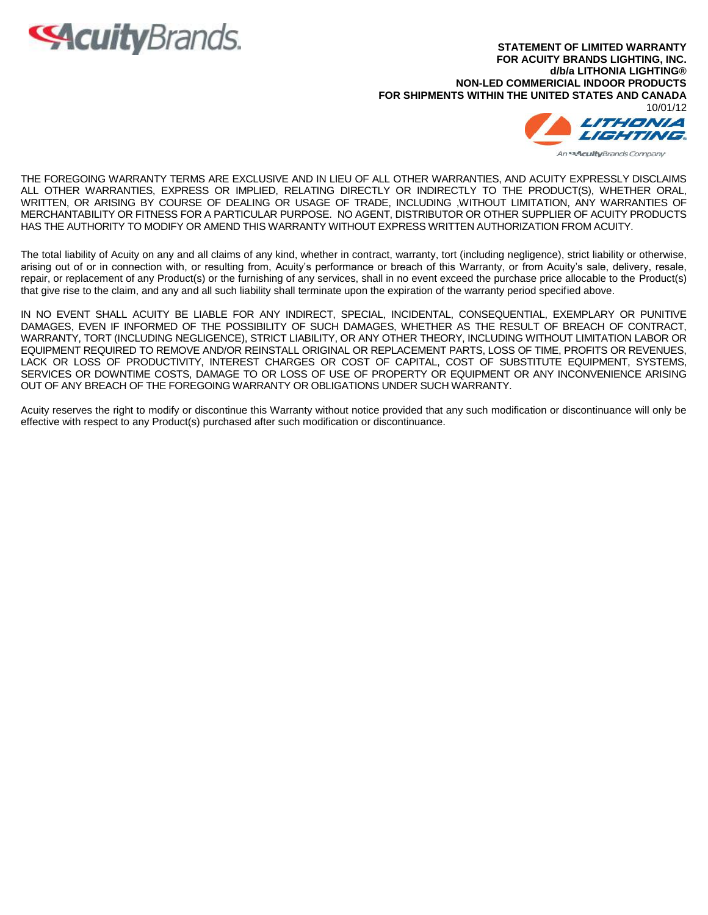**STATEMENT OF LIMITED WARRANTY**
**FOR ACUITY BRANDS LIGHTING, INC.**
**d/b/a LITHONIA LIGHTING®**
**NON-LED COMMERICIAL INDOOR PRODUCTS**
**FOR SHIPMENTS WITHIN THE UNITED STATES AND CANADA**
10/01/12

THE FOREGOING WARRANTY TERMS ARE EXCLUSIVE AND IN LIEU OF ALL OTHER WARRANTIES, AND ACUITY EXPRESSLY DISCLAIMS ALL OTHER WARRANTIES, EXPRESS OR IMPLIED, RELATING DIRECTLY OR INDIRECTLY TO THE PRODUCT(S), WHETHER ORAL, WRITTEN, OR ARISING BY COURSE OF DEALING OR USAGE OF TRADE, INCLUDING ,WITHOUT LIMITATION, ANY WARRANTIES OF MERCHANTABILITY OR FITNESS FOR A PARTICULAR PURPOSE. NO AGENT, DISTRIBUTOR OR OTHER SUPPLIER OF ACUITY PRODUCTS HAS THE AUTHORITY TO MODIFY OR AMEND THIS WARRANTY WITHOUT EXPRESS WRITTEN AUTHORIZATION FROM ACUITY.

The total liability of Acuity on any and all claims of any kind, whether in contract, warranty, tort (including negligence), strict liability or otherwise, arising out of or in connection with, or resulting from, Acuity's performance or breach of this Warranty, or from Acuity's sale, delivery, resale, repair, or replacement of any Product(s) or the furnishing of any services, shall in no event exceed the purchase price allocable to the Product(s) that give rise to the claim, and any and all such liability shall terminate upon the expiration of the warranty period specified above.

IN NO EVENT SHALL ACUITY BE LIABLE FOR ANY INDIRECT, SPECIAL, INCIDENTAL, CONSEQUENTIAL, EXEMPLARY OR PUNITIVE DAMAGES, EVEN IF INFORMED OF THE POSSIBILITY OF SUCH DAMAGES, WHETHER AS THE RESULT OF BREACH OF CONTRACT, WARRANTY, TORT (INCLUDING NEGLIGENCE), STRICT LIABILITY, OR ANY OTHER THEORY, INCLUDING WITHOUT LIMITATION LABOR OR EQUIPMENT REQUIRED TO REMOVE AND/OR REINSTALL ORIGINAL OR REPLACEMENT PARTS, LOSS OF TIME, PROFITS OR REVENUES, LACK OR LOSS OF PRODUCTIVITY, INTEREST CHARGES OR COST OF CAPITAL, COST OF SUBSTITUTE EQUIPMENT, SYSTEMS, SERVICES OR DOWNTIME COSTS, DAMAGE TO OR LOSS OF USE OF PROPERTY OR EQUIPMENT OR ANY INCONVENIENCE ARISING OUT OF ANY BREACH OF THE FOREGOING WARRANTY OR OBLIGATIONS UNDER SUCH WARRANTY.

Acuity reserves the right to modify or discontinue this Warranty without notice provided that any such modification or discontinuance will only be effective with respect to any Product(s) purchased after such modification or discontinuance.